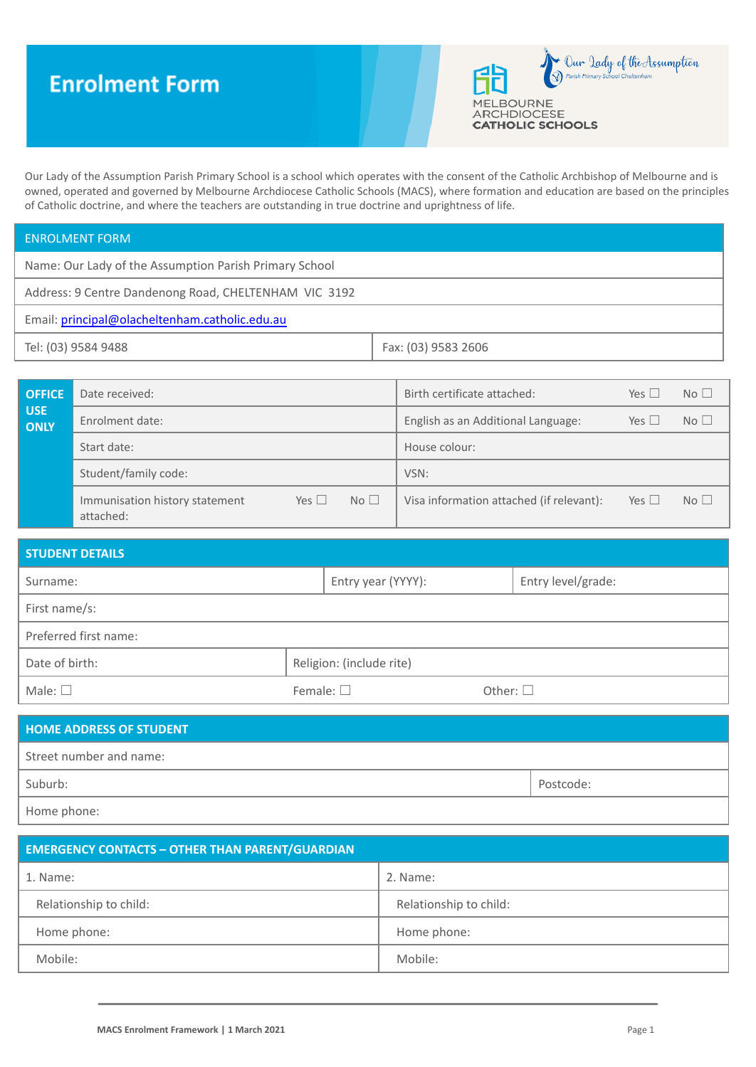# Enrolment Form

Our Lady of the Assumption Parish Primary School

MELBOURNE ARCHDIOCESE CATHOLIC SCHOOLS

Our Lady of the Assumption Parish Primary School is a school which operates with the consent of the Catholic Archbishop of Melbourne and is owned, operated and governed by Melbourne Archdiocese Catholic Schools (MACS), where formation and education are based on the principles of Catholic doctrine, and where the teachers are outstanding in true doctrine and uprightness of life.

| ENROLMENT FORM | |
|---|---|
| Name: Our Lady of the Assumption Parish Primary School | |
| Address: 9 Centre Dandenong Road, CHELTENHAM VIC 3192 | |
| Email: principal@olacheltenham.catholic.edu.au | |
| Tel: (03) 9584 9488 | Fax: (03) 9583 2606 |

| OFFICE USE ONLY | | |
|---|---|---|
| | Date received: | Birth certificate attached: Yes ☐ No ☐ |
| | Enrolment date: | English as an Additional Language: Yes ☐ No ☐ |
| | Start date: | House colour: |
| | Student/family code: | VSN: |
| | Immunisation history statement attached: Yes ☐ No ☐ | Visa information attached (if relevant): Yes ☐ No ☐ |

| STUDENT DETAILS | | |
|---|---|---|
| Surname: | Entry year (YYYY): | Entry level/grade: |
| First name/s: | | |
| Preferred first name: | | |
| Date of birth: | Religion: (include rite) | |
| Male: ☐ | Female: ☐ | Other: ☐ |

| HOME ADDRESS OF STUDENT | |
|---|---|
| Street number and name: | |
| Suburb: | Postcode: |
| Home phone: | |

| EMERGENCY CONTACTS – OTHER THAN PARENT/GUARDIAN | |
|---|---|
| 1. Name: | 2. Name: |
| Relationship to child: | Relationship to child: |
| Home phone: | Home phone: |
| Mobile: | Mobile: |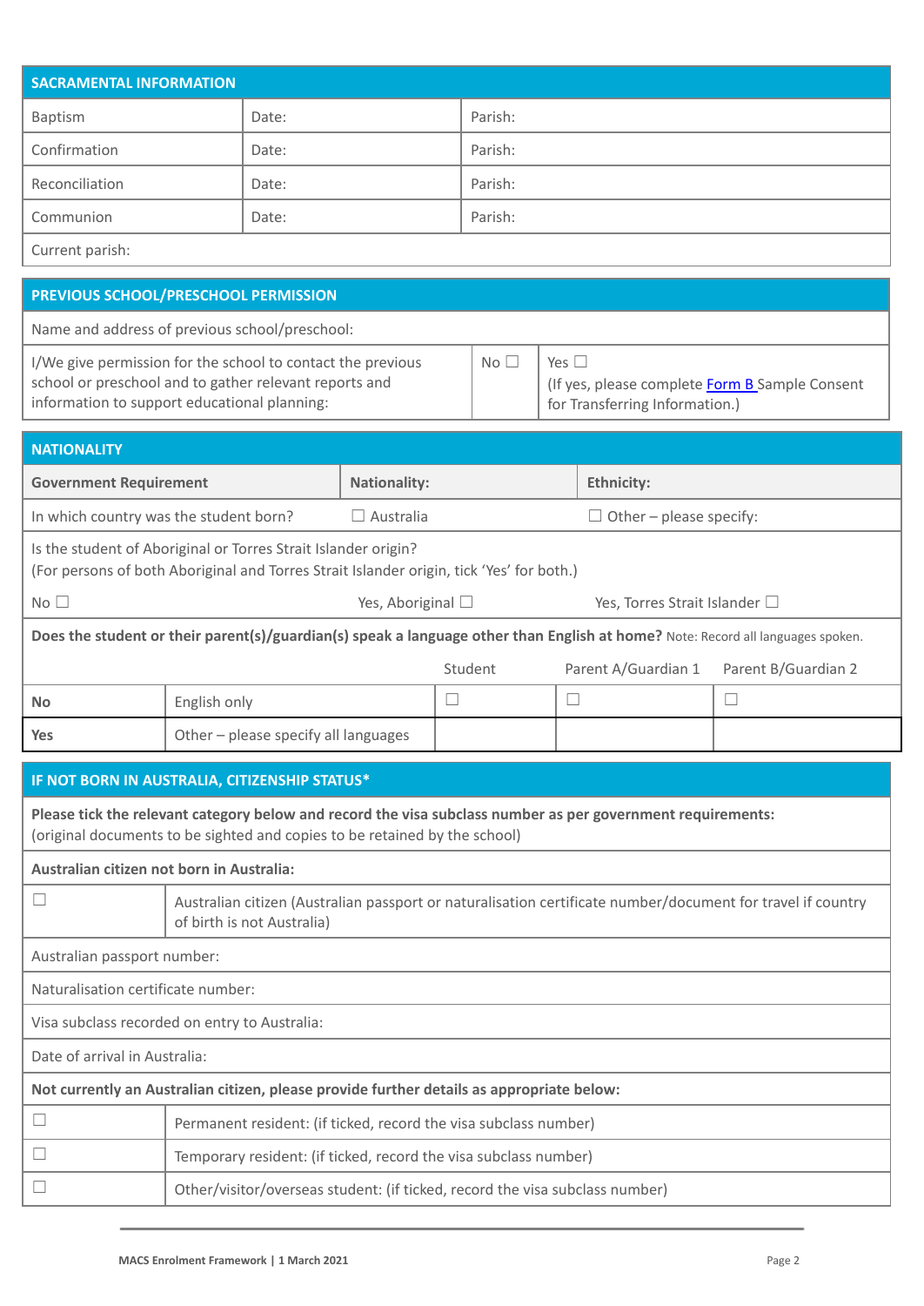## SACRAMENTAL INFORMATION

| | | |
|---|---|---|
| Baptism | Date: | Parish: |
| Confirmation | Date: | Parish: |
| Reconciliation | Date: | Parish: |
| Communion | Date: | Parish: |
| Current parish: | | |

## PREVIOUS SCHOOL/PRESCHOOL PERMISSION

| | | |
|---|---|---|
| Name and address of previous school/preschool: | | |
| I/We give permission for the school to contact the previous school or preschool and to gather relevant reports and information to support educational planning: | No ☐ | Yes ☐ (If yes, please complete Form B Sample Consent for Transferring Information.) |

## NATIONALITY

| **Government Requirement** | **Nationality:** | **Ethnicity:** |
|---|---|---|
| In which country was the student born? | ☐ Australia | ☐ Other – please specify: |
| Is the student of Aboriginal or Torres Strait Islander origin? (For persons of both Aboriginal and Torres Strait Islander origin, tick 'Yes' for both.) | | |
| No ☐ | Yes, Aboriginal ☐ | Yes, Torres Strait Islander ☐ |

**Does the student or their parent(s)/guardian(s) speak a language other than English at home?** Note: Record all languages spoken.

| | | Student | Parent A/Guardian 1 | Parent B/Guardian 2 |
|---|---|---|---|---|
| **No** | English only | ☐ | ☐ | ☐ |
| **Yes** | Other – please specify all languages | | | |

## IF NOT BORN IN AUSTRALIA, CITIZENSHIP STATUS*

**Please tick the relevant category below and record the visa subclass number as per government requirements:**
(original documents to be sighted and copies to be retained by the school)

**Australian citizen not born in Australia:**

| | |
|---|---|
| ☐ | Australian citizen (Australian passport or naturalisation certificate number/document for travel if country of birth is not Australia) |

Australian passport number:

Naturalisation certificate number:

Visa subclass recorded on entry to Australia:

Date of arrival in Australia:

**Not currently an Australian citizen, please provide further details as appropriate below:**

| | |
|---|---|
| ☐ | Permanent resident: (if ticked, record the visa subclass number) |
| ☐ | Temporary resident: (if ticked, record the visa subclass number) |
| ☐ | Other/visitor/overseas student: (if ticked, record the visa subclass number) |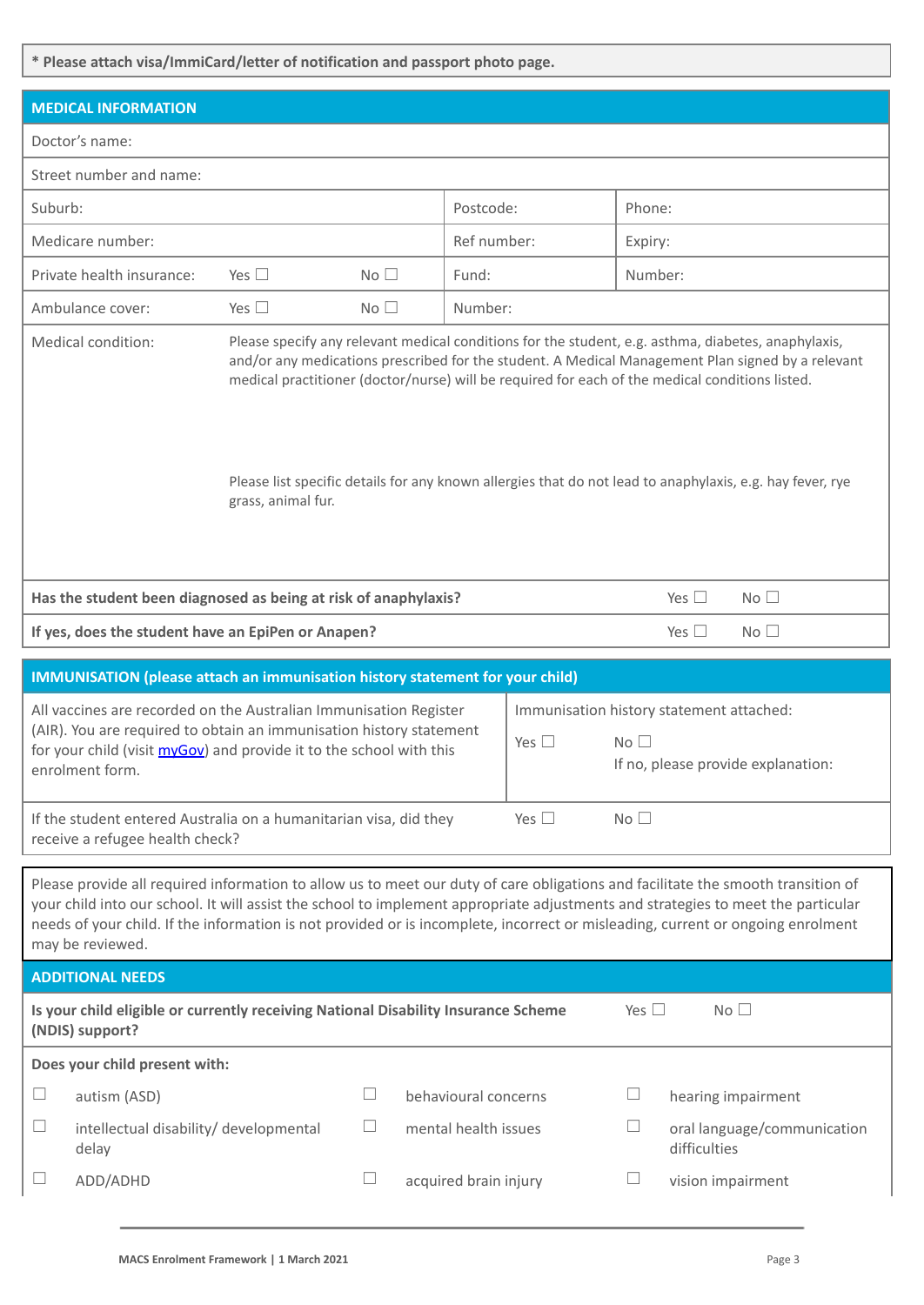**\* Please attach visa/ImmiCard/letter of notification and passport photo page.**

## MEDICAL INFORMATION

| Doctor's name: | | | | |
|---|---|---|---|---|
| Street number and name: | | | | |
| Suburb: | | | Postcode: | Phone: |
| Medicare number: | | | Ref number: | Expiry: |
| Private health insurance: | Yes ☐ | No ☐ | Fund: | Number: |
| Ambulance cover: | Yes ☐ | No ☐ | Number: | |

**Medical condition:**

Please specify any relevant medical conditions for the student, e.g. asthma, diabetes, anaphylaxis, and/or any medications prescribed for the student. A Medical Management Plan signed by a relevant medical practitioner (doctor/nurse) will be required for each of the medical conditions listed.

Please list specific details for any known allergies that do not lead to anaphylaxis, e.g. hay fever, rye grass, animal fur.

| | | |
|---|---|---|
| **Has the student been diagnosed as being at risk of anaphylaxis?** | Yes ☐ | No ☐ |
| **If yes, does the student have an EpiPen or Anapen?** | Yes ☐ | No ☐ |

## IMMUNISATION (please attach an immunisation history statement for your child)

| | | |
|---|---|---|
| All vaccines are recorded on the Australian Immunisation Register (AIR). You are required to obtain an immunisation history statement for your child (visit myGov) and provide it to the school with this enrolment form. | Immunisation history statement attached:<br>Yes ☐ | No ☐<br>If no, please provide explanation: |
| If the student entered Australia on a humanitarian visa, did they receive a refugee health check? | Yes ☐ | No ☐ |

Please provide all required information to allow us to meet our duty of care obligations and facilitate the smooth transition of your child into our school. It will assist the school to implement appropriate adjustments and strategies to meet the particular needs of your child. If the information is not provided or is incomplete, incorrect or misleading, current or ongoing enrolment may be reviewed.

## ADDITIONAL NEEDS

**Is your child eligible or currently receiving National Disability Insurance Scheme (NDIS) support?** Yes ☐ No ☐

**Does your child present with:**

| | | |
|---|---|---|
| ☐ autism (ASD) | ☐ behavioural concerns | ☐ hearing impairment |
| ☐ intellectual disability/ developmental delay | ☐ mental health issues | ☐ oral language/communication difficulties |
| ☐ ADD/ADHD | ☐ acquired brain injury | ☐ vision impairment |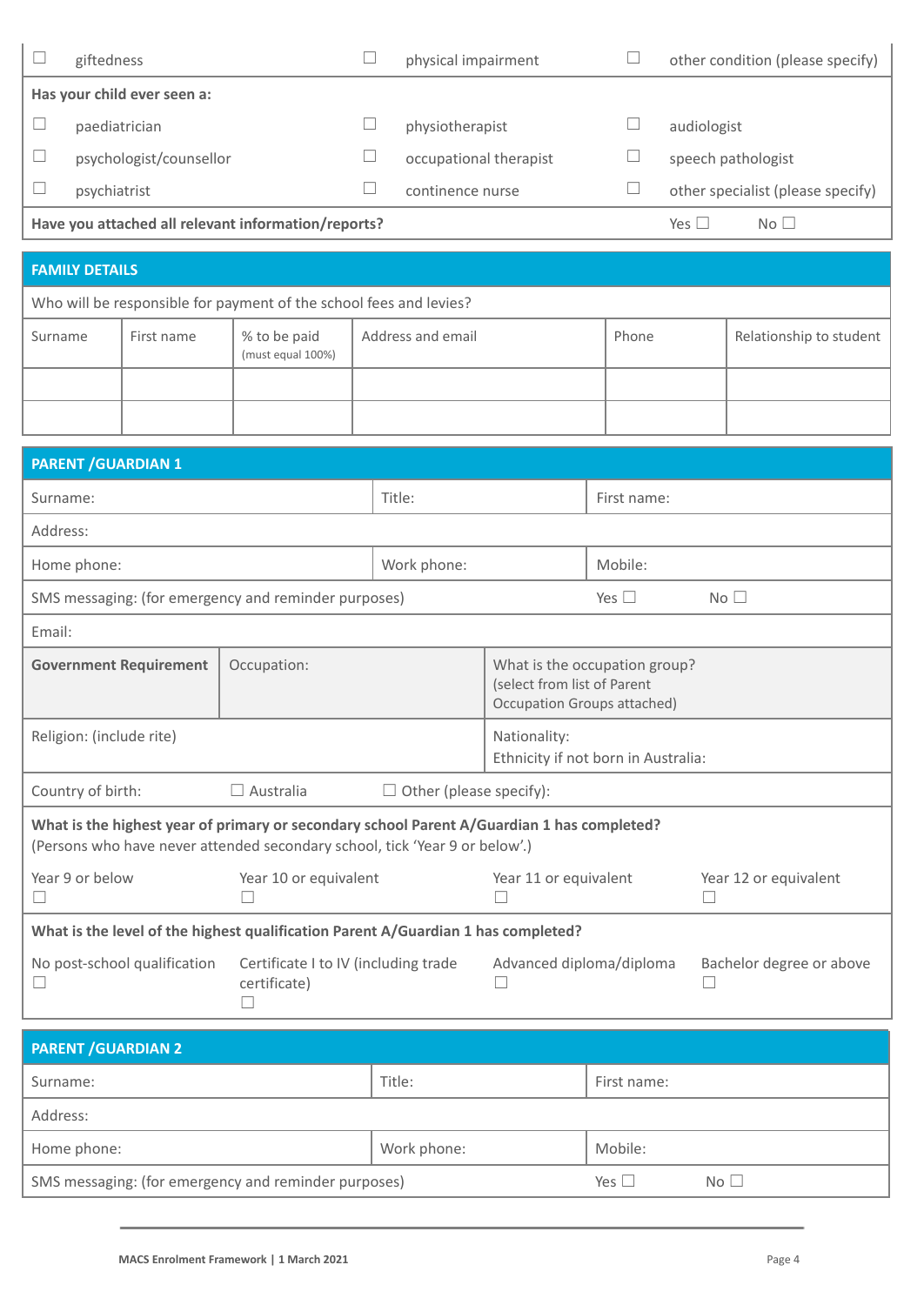| ☐ giftedness | ☐ physical impairment | ☐ other condition (please specify) |
|---|---|---|
| **Has your child ever seen a:** | | |
| ☐ paediatrician | ☐ physiotherapist | ☐ audiologist |
| ☐ psychologist/counsellor | ☐ occupational therapist | ☐ speech pathologist |
| ☐ psychiatrist | ☐ continence nurse | ☐ other specialist (please specify) |
| **Have you attached all relevant information/reports?** | | Yes ☐ No ☐ |

## FAMILY DETAILS

Who will be responsible for payment of the school fees and levies?

| Surname | First name | % to be paid (must equal 100%) | Address and email | Phone | Relationship to student |
|---|---|---|---|---|---|
| | | | | | |
| | | | | | |

## PARENT /GUARDIAN 1

| Surname: | Title: | First name: |
|---|---|---|
| Address: | | |
| Home phone: | Work phone: | Mobile: |
| SMS messaging: (for emergency and reminder purposes) | Yes ☐ | No ☐ |
| Email: | | |

| **Government Requirement** | Occupation: | What is the occupation group? (select from list of Parent Occupation Groups attached) |
|---|---|---|
| Religion: (include rite) | | Nationality: Ethnicity if not born in Australia: |

Country of birth: ☐ Australia ☐ Other (please specify):

**What is the highest year of primary or secondary school Parent A/Guardian 1 has completed?**
(Persons who have never attended secondary school, tick 'Year 9 or below'.)

| Year 9 or below ☐ | Year 10 or equivalent ☐ | Year 11 or equivalent ☐ | Year 12 or equivalent ☐ |
|---|---|---|---|

**What is the level of the highest qualification Parent A/Guardian 1 has completed?**

| No post-school qualification ☐ | Certificate I to IV (including trade certificate) ☐ | Advanced diploma/diploma ☐ | Bachelor degree or above ☐ |
|---|---|---|---|

## PARENT /GUARDIAN 2

| Surname: | Title: | First name: |
|---|---|---|
| Address: | | |
| Home phone: | Work phone: | Mobile: |
| SMS messaging: (for emergency and reminder purposes) | Yes ☐ | No ☐ |

MACS Enrolment Framework | 1 March 2021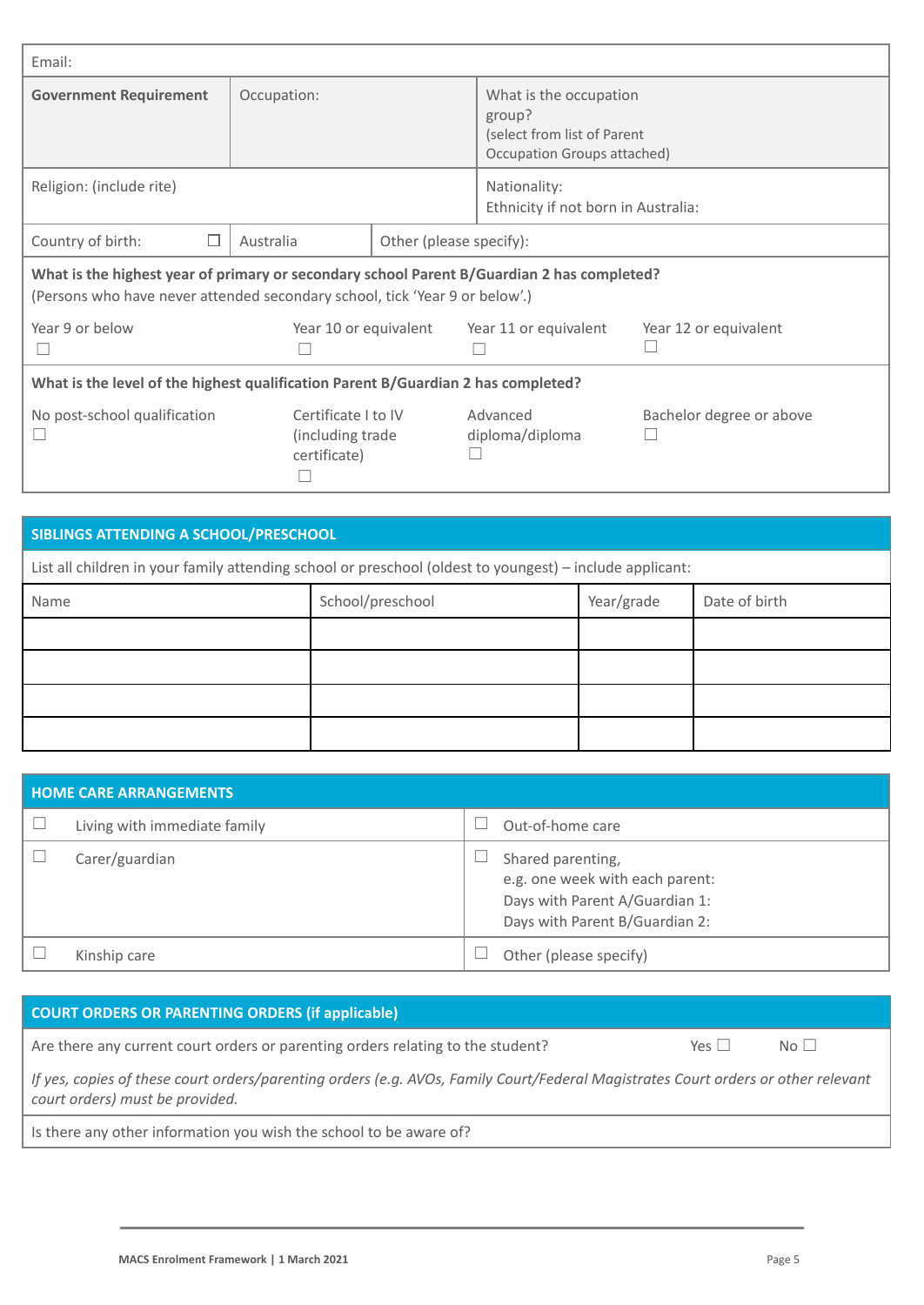| Email: | | |
|---|---|---|
| **Government Requirement** | Occupation: | What is the occupation group? (select from list of Parent Occupation Groups attached) |
| Religion: (include rite) | | Nationality: Ethnicity if not born in Australia: |
| Country of birth: ☐ | Australia | Other (please specify): |

**What is the highest year of primary or secondary school Parent B/Guardian 2 has completed?**
(Persons who have never attended secondary school, tick 'Year 9 or below'.)

| Year 9 or below | Year 10 or equivalent | Year 11 or equivalent | Year 12 or equivalent |
|---|---|---|---|
| ☐ | ☐ | ☐ | ☐ |

**What is the level of the highest qualification Parent B/Guardian 2 has completed?**

| No post-school qualification | Certificate I to IV (including trade certificate) | Advanced diploma/diploma | Bachelor degree or above |
|---|---|---|---|
| ☐ | ☐ | ☐ | ☐ |

## SIBLINGS ATTENDING A SCHOOL/PRESCHOOL

List all children in your family attending school or preschool (oldest to youngest) – include applicant:

| Name | School/preschool | Year/grade | Date of birth |
|---|---|---|---|
| | | | |
| | | | |
| | | | |
| | | | |

## HOME CARE ARRANGEMENTS

| | |
|---|---|
| ☐ Living with immediate family | ☐ Out-of-home care |
| ☐ Carer/guardian | ☐ Shared parenting, e.g. one week with each parent: Days with Parent A/Guardian 1: Days with Parent B/Guardian 2: |
| ☐ Kinship care | ☐ Other (please specify) |

## COURT ORDERS OR PARENTING ORDERS (if applicable)

Are there any current court orders or parenting orders relating to the student? Yes ☐ No ☐

*If yes, copies of these court orders/parenting orders (e.g. AVOs, Family Court/Federal Magistrates Court orders or other relevant court orders) must be provided.*

Is there any other information you wish the school to be aware of?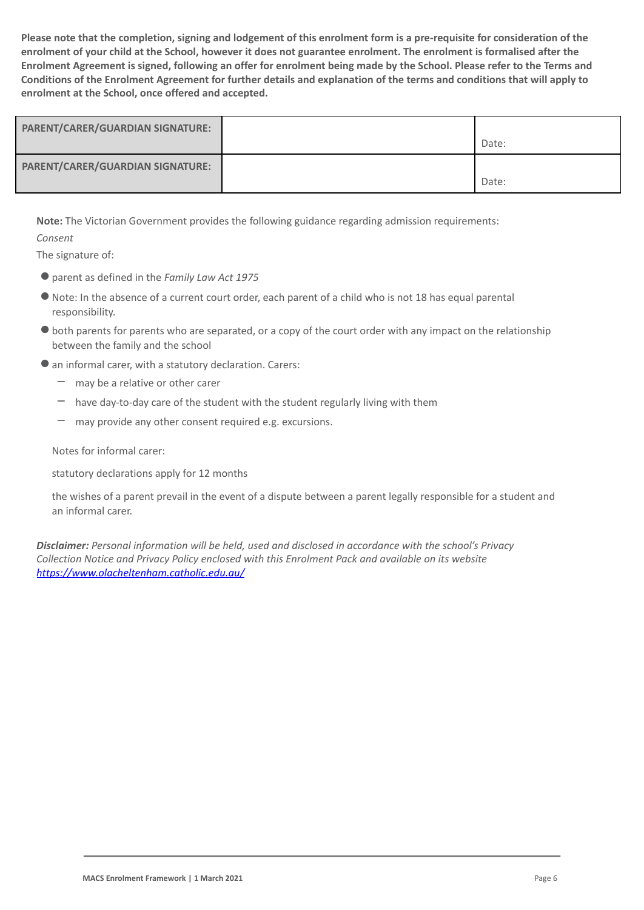**Please note that the completion, signing and lodgement of this enrolment form is a pre-requisite for consideration of the enrolment of your child at the School, however it does not guarantee enrolment. The enrolment is formalised after the Enrolment Agreement is signed, following an offer for enrolment being made by the School. Please refer to the Terms and Conditions of the Enrolment Agreement for further details and explanation of the terms and conditions that will apply to enrolment at the School, once offered and accepted.**

| PARENT/CARER/GUARDIAN SIGNATURE: | | Date: |
|---|---|---|
| **PARENT/CARER/GUARDIAN SIGNATURE:** | | Date: |

**Note:** The Victorian Government provides the following guidance regarding admission requirements:

*Consent*

The signature of:

- parent as defined in the *Family Law Act 1975*
- Note: In the absence of a current court order, each parent of a child who is not 18 has equal parental responsibility.
- both parents for parents who are separated, or a copy of the court order with any impact on the relationship between the family and the school
- an informal carer, with a statutory declaration. Carers:
  - may be a relative or other carer
  - have day-to-day care of the student with the student regularly living with them
  - may provide any other consent required e.g. excursions.

Notes for informal carer:

statutory declarations apply for 12 months

the wishes of a parent prevail in the event of a dispute between a parent legally responsible for a student and an informal carer.

***Disclaimer:*** *Personal information will be held, used and disclosed in accordance with the school's Privacy Collection Notice and Privacy Policy enclosed with this Enrolment Pack and available on its website* *https://www.olacheltenham.catholic.edu.au/*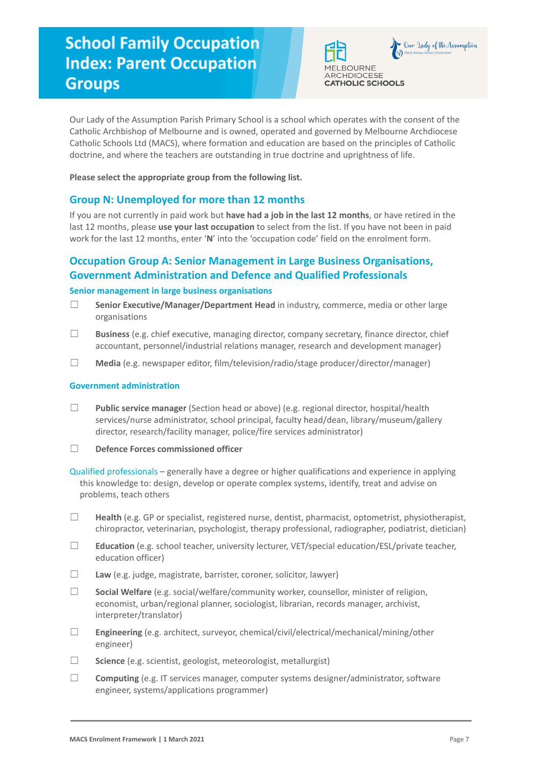# School Family Occupation Index: Parent Occupation Groups

Our Lady of the Assumption Parish Primary School is a school which operates with the consent of the Catholic Archbishop of Melbourne and is owned, operated and governed by Melbourne Archdiocese Catholic Schools Ltd (MACS), where formation and education are based on the principles of Catholic doctrine, and where the teachers are outstanding in true doctrine and uprightness of life.

**Please select the appropriate group from the following list.**

## Group N: Unemployed for more than 12 months

If you are not currently in paid work but **have had a job in the last 12 months**, or have retired in the last 12 months, please **use your last occupation** to select from the list. If you have not been in paid work for the last 12 months, enter '**N**' into the 'occupation code' field on the enrolment form.

## Occupation Group A: Senior Management in Large Business Organisations, Government Administration and Defence and Qualified Professionals

### Senior management in large business organisations

- ☐ **Senior Executive/Manager/Department Head** in industry, commerce, media or other large organisations
- ☐ **Business** (e.g. chief executive, managing director, company secretary, finance director, chief accountant, personnel/industrial relations manager, research and development manager)
- ☐ **Media** (e.g. newspaper editor, film/television/radio/stage producer/director/manager)

### Government administration

- ☐ **Public service manager** (Section head or above) (e.g. regional director, hospital/health services/nurse administrator, school principal, faculty head/dean, library/museum/gallery director, research/facility manager, police/fire services administrator)
- ☐ **Defence Forces commissioned officer**

Qualified professionals – generally have a degree or higher qualifications and experience in applying this knowledge to: design, develop or operate complex systems, identify, treat and advise on problems, teach others

- ☐ **Health** (e.g. GP or specialist, registered nurse, dentist, pharmacist, optometrist, physiotherapist, chiropractor, veterinarian, psychologist, therapy professional, radiographer, podiatrist, dietician)
- ☐ **Education** (e.g. school teacher, university lecturer, VET/special education/ESL/private teacher, education officer)
- ☐ **Law** (e.g. judge, magistrate, barrister, coroner, solicitor, lawyer)
- ☐ **Social Welfare** (e.g. social/welfare/community worker, counsellor, minister of religion, economist, urban/regional planner, sociologist, librarian, records manager, archivist, interpreter/translator)
- ☐ **Engineering** (e.g. architect, surveyor, chemical/civil/electrical/mechanical/mining/other engineer)
- ☐ **Science** (e.g. scientist, geologist, meteorologist, metallurgist)
- ☐ **Computing** (e.g. IT services manager, computer systems designer/administrator, software engineer, systems/applications programmer)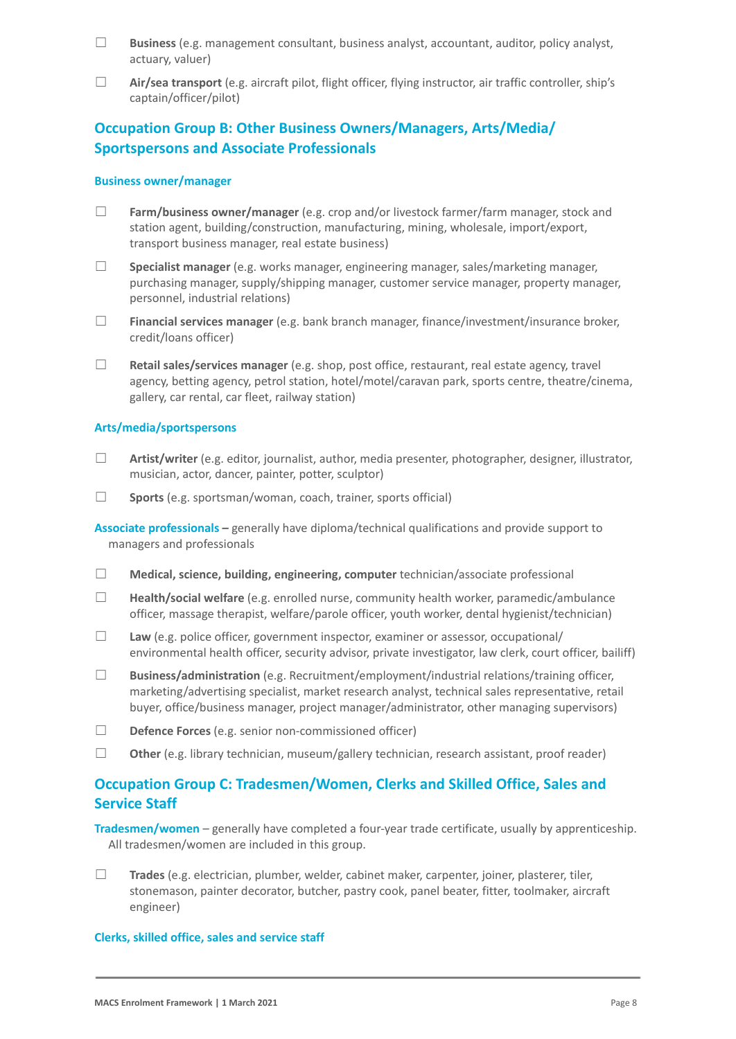- ☐ **Business** (e.g. management consultant, business analyst, accountant, auditor, policy analyst, actuary, valuer)
- ☐ **Air/sea transport** (e.g. aircraft pilot, flight officer, flying instructor, air traffic controller, ship's captain/officer/pilot)

## Occupation Group B: Other Business Owners/Managers, Arts/Media/ Sportspersons and Associate Professionals

### Business owner/manager

- ☐ **Farm/business owner/manager** (e.g. crop and/or livestock farmer/farm manager, stock and station agent, building/construction, manufacturing, mining, wholesale, import/export, transport business manager, real estate business)
- ☐ **Specialist manager** (e.g. works manager, engineering manager, sales/marketing manager, purchasing manager, supply/shipping manager, customer service manager, property manager, personnel, industrial relations)
- ☐ **Financial services manager** (e.g. bank branch manager, finance/investment/insurance broker, credit/loans officer)
- ☐ **Retail sales/services manager** (e.g. shop, post office, restaurant, real estate agency, travel agency, betting agency, petrol station, hotel/motel/caravan park, sports centre, theatre/cinema, gallery, car rental, car fleet, railway station)

### Arts/media/sportspersons

- ☐ **Artist/writer** (e.g. editor, journalist, author, media presenter, photographer, designer, illustrator, musician, actor, dancer, painter, potter, sculptor)
- ☐ **Sports** (e.g. sportsman/woman, coach, trainer, sports official)

**Associate professionals –** generally have diploma/technical qualifications and provide support to managers and professionals

- ☐ **Medical, science, building, engineering, computer** technician/associate professional
- ☐ **Health/social welfare** (e.g. enrolled nurse, community health worker, paramedic/ambulance officer, massage therapist, welfare/parole officer, youth worker, dental hygienist/technician)
- ☐ **Law** (e.g. police officer, government inspector, examiner or assessor, occupational/ environmental health officer, security advisor, private investigator, law clerk, court officer, bailiff)
- ☐ **Business/administration** (e.g. Recruitment/employment/industrial relations/training officer, marketing/advertising specialist, market research analyst, technical sales representative, retail buyer, office/business manager, project manager/administrator, other managing supervisors)
- ☐ **Defence Forces** (e.g. senior non-commissioned officer)
- ☐ **Other** (e.g. library technician, museum/gallery technician, research assistant, proof reader)

## Occupation Group C: Tradesmen/Women, Clerks and Skilled Office, Sales and Service Staff

**Tradesmen/women** – generally have completed a four-year trade certificate, usually by apprenticeship. All tradesmen/women are included in this group.

- ☐ **Trades** (e.g. electrician, plumber, welder, cabinet maker, carpenter, joiner, plasterer, tiler, stonemason, painter decorator, butcher, pastry cook, panel beater, fitter, toolmaker, aircraft engineer)

### Clerks, skilled office, sales and service staff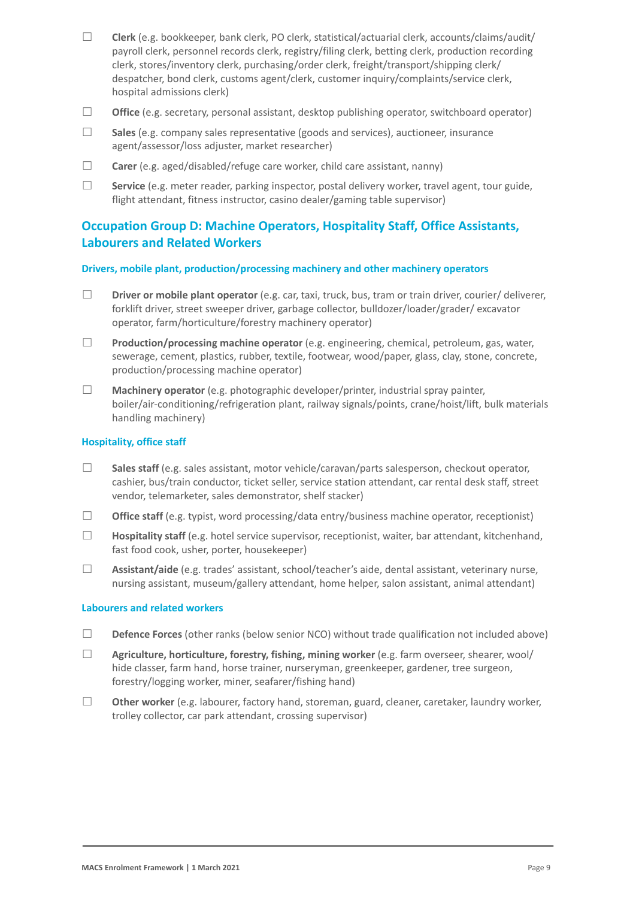- ☐ **Clerk** (e.g. bookkeeper, bank clerk, PO clerk, statistical/actuarial clerk, accounts/claims/audit/ payroll clerk, personnel records clerk, registry/filing clerk, betting clerk, production recording clerk, stores/inventory clerk, purchasing/order clerk, freight/transport/shipping clerk/ despatcher, bond clerk, customs agent/clerk, customer inquiry/complaints/service clerk, hospital admissions clerk)
- ☐ **Office** (e.g. secretary, personal assistant, desktop publishing operator, switchboard operator)
- ☐ **Sales** (e.g. company sales representative (goods and services), auctioneer, insurance agent/assessor/loss adjuster, market researcher)
- ☐ **Carer** (e.g. aged/disabled/refuge care worker, child care assistant, nanny)
- ☐ **Service** (e.g. meter reader, parking inspector, postal delivery worker, travel agent, tour guide, flight attendant, fitness instructor, casino dealer/gaming table supervisor)

## Occupation Group D: Machine Operators, Hospitality Staff, Office Assistants, Labourers and Related Workers

### Drivers, mobile plant, production/processing machinery and other machinery operators

- ☐ **Driver or mobile plant operator** (e.g. car, taxi, truck, bus, tram or train driver, courier/ deliverer, forklift driver, street sweeper driver, garbage collector, bulldozer/loader/grader/ excavator operator, farm/horticulture/forestry machinery operator)
- ☐ **Production/processing machine operator** (e.g. engineering, chemical, petroleum, gas, water, sewerage, cement, plastics, rubber, textile, footwear, wood/paper, glass, clay, stone, concrete, production/processing machine operator)
- ☐ **Machinery operator** (e.g. photographic developer/printer, industrial spray painter, boiler/air-conditioning/refrigeration plant, railway signals/points, crane/hoist/lift, bulk materials handling machinery)

### Hospitality, office staff

- ☐ **Sales staff** (e.g. sales assistant, motor vehicle/caravan/parts salesperson, checkout operator, cashier, bus/train conductor, ticket seller, service station attendant, car rental desk staff, street vendor, telemarketer, sales demonstrator, shelf stacker)
- ☐ **Office staff** (e.g. typist, word processing/data entry/business machine operator, receptionist)
- ☐ **Hospitality staff** (e.g. hotel service supervisor, receptionist, waiter, bar attendant, kitchenhand, fast food cook, usher, porter, housekeeper)
- ☐ **Assistant/aide** (e.g. trades' assistant, school/teacher's aide, dental assistant, veterinary nurse, nursing assistant, museum/gallery attendant, home helper, salon assistant, animal attendant)

### Labourers and related workers

- ☐ **Defence Forces** (other ranks (below senior NCO) without trade qualification not included above)
- ☐ **Agriculture, horticulture, forestry, fishing, mining worker** (e.g. farm overseer, shearer, wool/ hide classer, farm hand, horse trainer, nurseryman, greenkeeper, gardener, tree surgeon, forestry/logging worker, miner, seafarer/fishing hand)
- ☐ **Other worker** (e.g. labourer, factory hand, storeman, guard, cleaner, caretaker, laundry worker, trolley collector, car park attendant, crossing supervisor)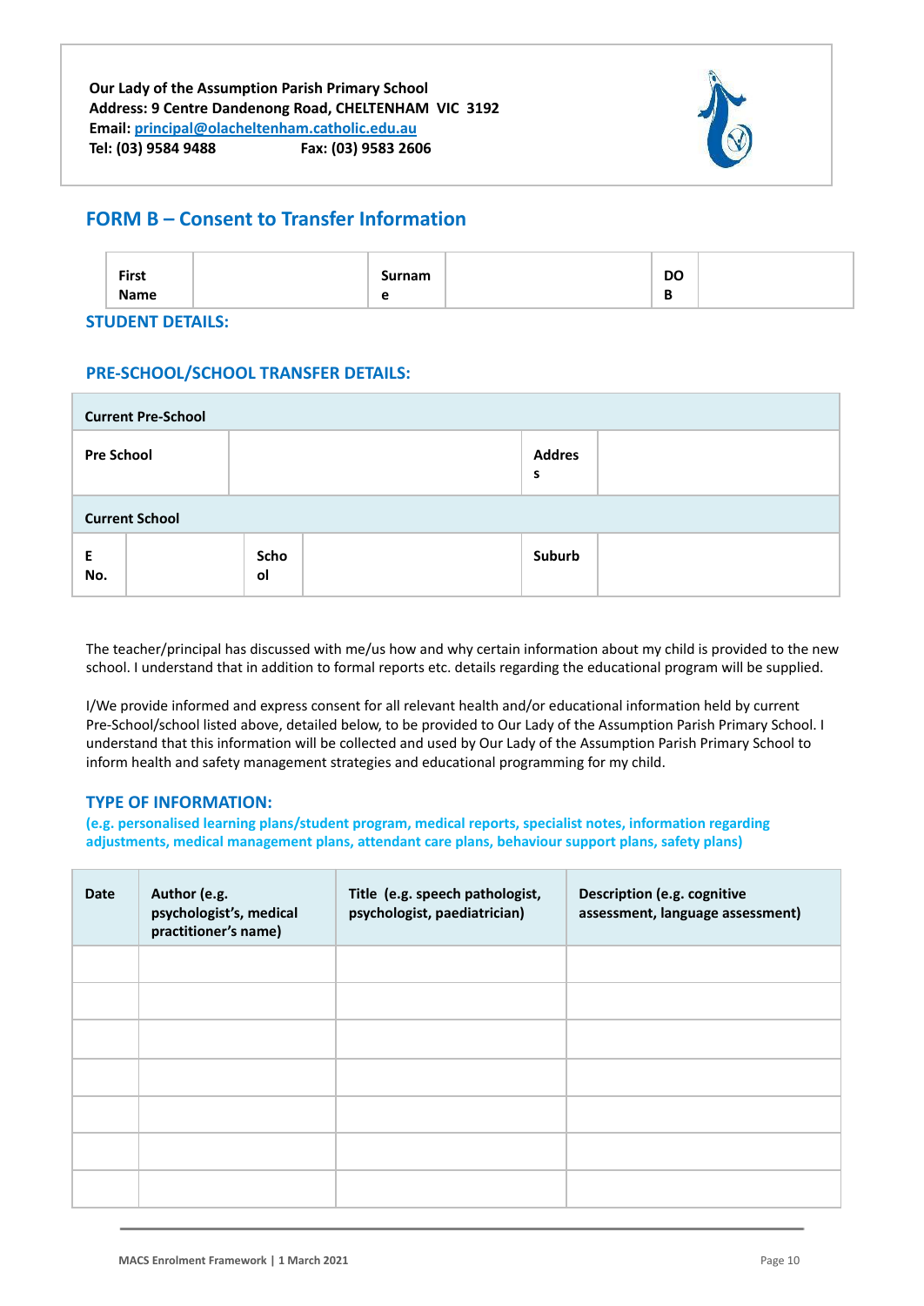**Our Lady of the Assumption Parish Primary School**
**Address: 9 Centre Dandenong Road, CHELTENHAM VIC 3192**
**Email: principal@olacheltenham.catholic.edu.au**
**Tel: (03) 9584 9488 Fax: (03) 9583 2606**

## FORM B – Consent to Transfer Information

| First Name | | Surname | | DOB | |
|---|---|---|---|---|---|

### STUDENT DETAILS:

### PRE-SCHOOL/SCHOOL TRANSFER DETAILS:

| **Current Pre-School** | | | | | |
|---|---|---|---|---|---|
| **Pre School** | | | | **Address** | |
| **Current School** | | | | | |
| **E No.** | | **School** | | **Suburb** | |

The teacher/principal has discussed with me/us how and why certain information about my child is provided to the new school. I understand that in addition to formal reports etc. details regarding the educational program will be supplied.

I/We provide informed and express consent for all relevant health and/or educational information held by current Pre-School/school listed above, detailed below, to be provided to Our Lady of the Assumption Parish Primary School. I understand that this information will be collected and used by Our Lady of the Assumption Parish Primary School to inform health and safety management strategies and educational programming for my child.

### TYPE OF INFORMATION:

**(e.g. personalised learning plans/student program, medical reports, specialist notes, information regarding adjustments, medical management plans, attendant care plans, behaviour support plans, safety plans)**

| Date | Author (e.g. psychologist's, medical practitioner's name) | Title (e.g. speech pathologist, psychologist, paediatrician) | Description (e.g. cognitive assessment, language assessment) |
|---|---|---|---|
| | | | |
| | | | |
| | | | |
| | | | |
| | | | |
| | | | |
| | | | |

MACS Enrolment Framework | 1 March 2021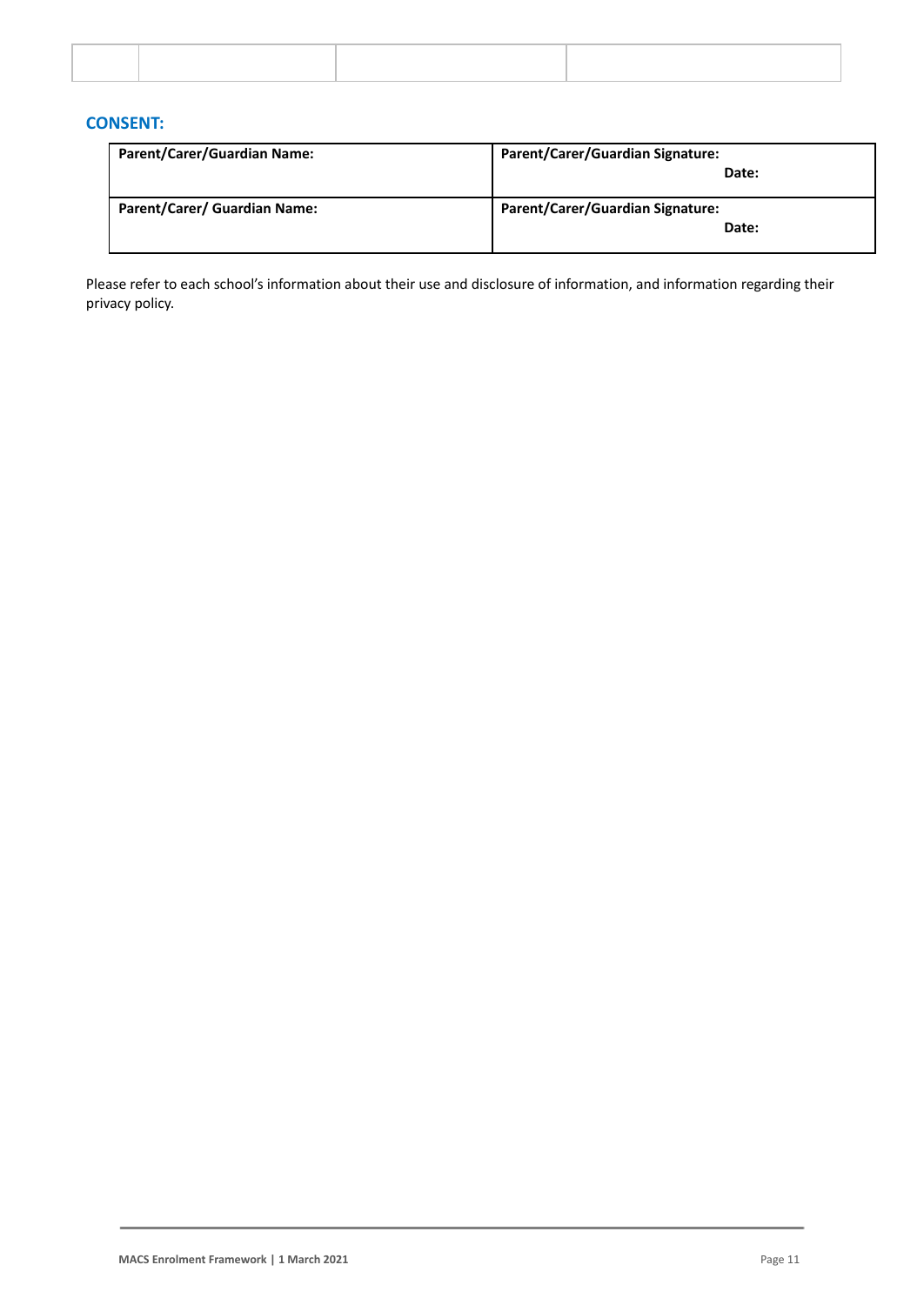| | | | |
|---|---|---|---|
| | | | |

**CONSENT:**

| | |
|---|---|
| **Parent/Carer/Guardian Name:** | **Parent/Carer/Guardian Signature:** **Date:** |
| **Parent/Carer/ Guardian Name:** | **Parent/Carer/Guardian Signature:** **Date:** |

Please refer to each school's information about their use and disclosure of information, and information regarding their privacy policy.